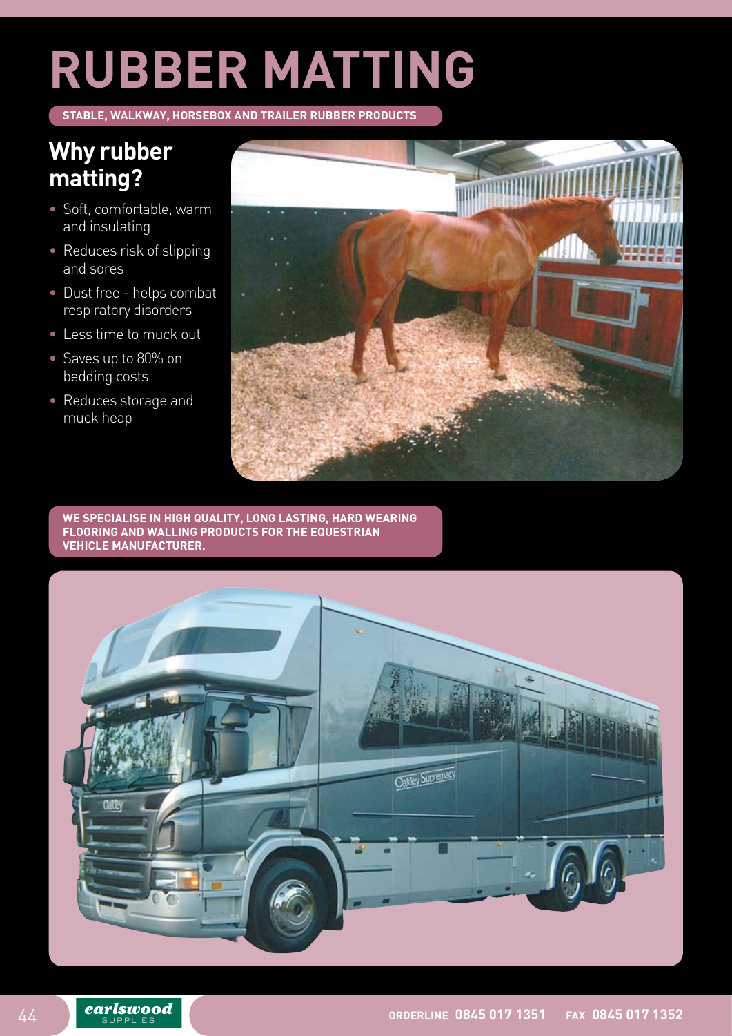# RUBBER MATTING

**STABLE, WALKWAY, HORSEBOX AND TRAILER RUBBER PRODUCTS**

## Why rubber matting?

- Soft, comfortable, warm and insulating
- Reduces risk of slipping and sores
- Dust free - helps combat respiratory disorders
- Less time to muck out
- Saves up to 80% on bedding costs
- Reduces storage and muck heap

**WE SPECIALISE IN HIGH QUALITY, LONG LASTING, HARD WEARING FLOORING AND WALLING PRODUCTS FOR THE EQUESTRIAN VEHICLE MANUFACTURER.**

earlswood SUPPLIES

**ORDERLINE 0845 017 1351 FAX 0845 017 1352**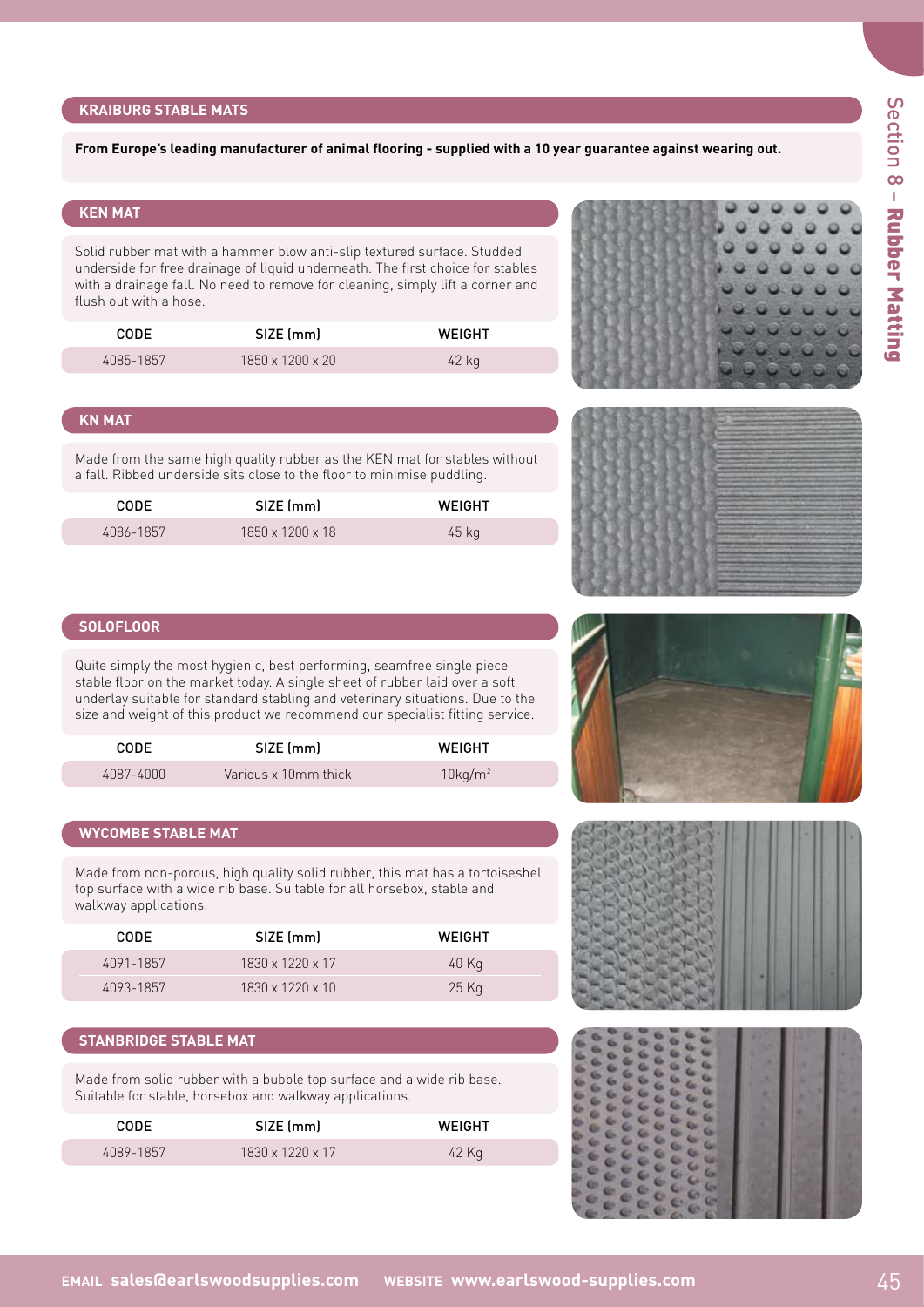## KRAIBURG STABLE MATS

**From Europe's leading manufacturer of animal flooring - supplied with a 10 year guarantee against wearing out.**

### KEN MAT

Solid rubber mat with a hammer blow anti-slip textured surface. Studded underside for free drainage of liquid underneath. The first choice for stables with a drainage fall. No need to remove for cleaning, simply lift a corner and flush out with a hose.

| CODE | SIZE (mm) | WEIGHT |
| --- | --- | --- |
| 4085-1857 | 1850 x 1200 x 20 | 42 kg |

### KN MAT

Made from the same high quality rubber as the KEN mat for stables without a fall. Ribbed underside sits close to the floor to minimise puddling.

| CODE | SIZE (mm) | WEIGHT |
| --- | --- | --- |
| 4086-1857 | 1850 x 1200 x 18 | 45 kg |

### SOLOFLOOR

Quite simply the most hygienic, best performing, seamfree single piece stable floor on the market today. A single sheet of rubber laid over a soft underlay suitable for standard stabling and veterinary situations. Due to the size and weight of this product we recommend our specialist fitting service.

| CODE | SIZE (mm) | WEIGHT |
| --- | --- | --- |
| 4087-4000 | Various x 10mm thick | 10kg/m$^2$ |

### WYCOMBE STABLE MAT

Made from non-porous, high quality solid rubber, this mat has a tortoiseshell top surface with a wide rib base. Suitable for all horsebox, stable and walkway applications.

| CODE | SIZE (mm) | WEIGHT |
| --- | --- | --- |
| 4091-1857 | 1830 x 1220 x 17 | 40 Kg |
| 4093-1857 | 1830 x 1220 x 10 | 25 Kg |

### STANBRIDGE STABLE MAT

Made from solid rubber with a bubble top surface and a wide rib base. Suitable for stable, horsebox and walkway applications.

| CODE | SIZE (mm) | WEIGHT |
| --- | --- | --- |
| 4089-1857 | 1830 x 1220 x 17 | 42 Kg |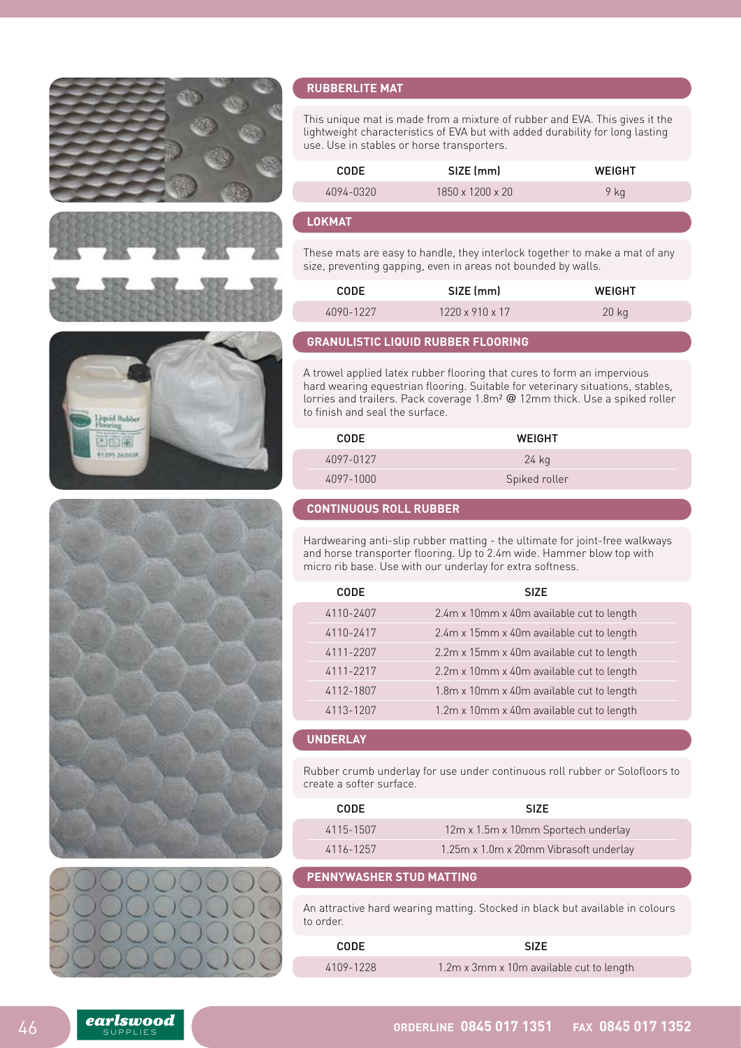## RUBBERLITE MAT

This unique mat is made from a mixture of rubber and EVA. This gives it the lightweight characteristics of EVA but with added durability for long lasting use. Use in stables or horse transporters.

| CODE | SIZE (mm) | WEIGHT |
|---|---|---|
| 4094-0320 | 1850 x 1200 x 20 | 9 kg |

## LOKMAT

These mats are easy to handle, they interlock together to make a mat of any size, preventing gapping, even in areas not bounded by walls.

| CODE | SIZE (mm) | WEIGHT |
|---|---|---|
| 4090-1227 | 1220 x 910 x 17 | 20 kg |

## GRANULISTIC LIQUID RUBBER FLOORING

A trowel applied latex rubber flooring that cures to form an impervious hard wearing equestrian flooring. Suitable for veterinary situations, stables, lorries and trailers. Pack coverage 1.8m² @ 12mm thick. Use a spiked roller to finish and seal the surface.

| CODE | WEIGHT |
|---|---|
| 4097-0127 | 24 kg |
| 4097-1000 | Spiked roller |

## CONTINUOUS ROLL RUBBER

Hardwearing anti-slip rubber matting - the ultimate for joint-free walkways and horse transporter flooring. Up to 2.4m wide. Hammer blow top with micro rib base. Use with our underlay for extra softness.

| CODE | SIZE |
|---|---|
| 4110-2407 | 2.4m x 10mm x 40m available cut to length |
| 4110-2417 | 2.4m x 15mm x 40m available cut to length |
| 4111-2207 | 2.2m x 15mm x 40m available cut to length |
| 4111-2217 | 2.2m x 10mm x 40m available cut to length |
| 4112-1807 | 1.8m x 10mm x 40m available cut to length |
| 4113-1207 | 1.2m x 10mm x 40m available cut to length |

## UNDERLAY

Rubber crumb underlay for use under continuous roll rubber or Solofloors to create a softer surface.

| CODE | SIZE |
|---|---|
| 4115-1507 | 12m x 1.5m x 10mm Sportech underlay |
| 4116-1257 | 1.25m x 1.0m x 20mm Vibrasoft underlay |

## PENNYWASHER STUD MATTING

An attractive hard wearing matting. Stocked in black but available in colours to order.

| CODE | SIZE |
|---|---|
| 4109-1228 | 1.2m x 3mm x 10m available cut to length |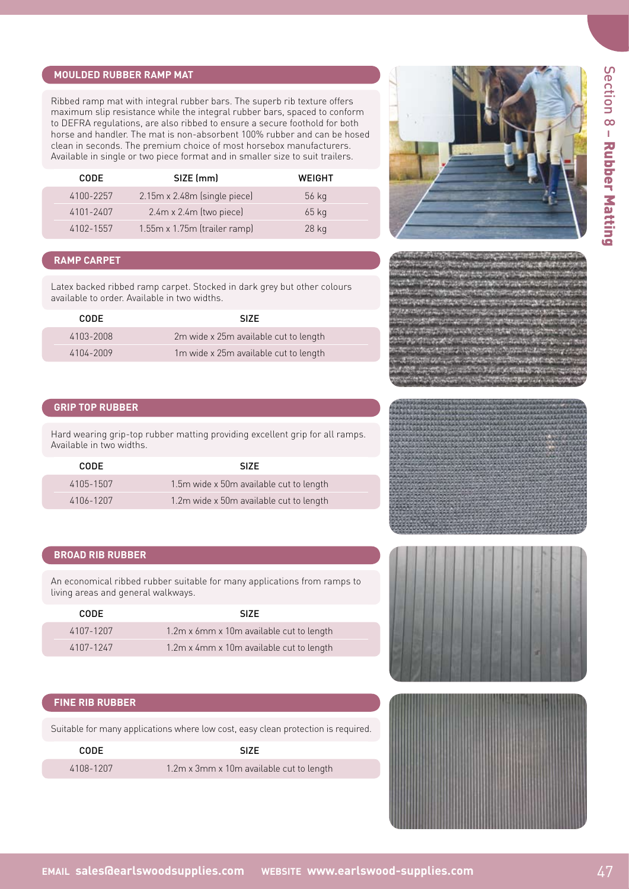## MOULDED RUBBER RAMP MAT

Ribbed ramp mat with integral rubber bars. The superb rib texture offers maximum slip resistance while the integral rubber bars, spaced to conform to DEFRA regulations, are also ribbed to ensure a secure foothold for both horse and handler. The mat is non-absorbent 100% rubber and can be hosed clean in seconds. The premium choice of most horsebox manufacturers. Available in single or two piece format and in smaller size to suit trailers.

| CODE | SIZE (mm) | WEIGHT |
|---|---|---|
| 4100-2257 | 2.15m x 2.48m (single piece) | 56 kg |
| 4101-2407 | 2.4m x 2.4m (two piece) | 65 kg |
| 4102-1557 | 1.55m x 1.75m (trailer ramp) | 28 kg |

## RAMP CARPET

Latex backed ribbed ramp carpet. Stocked in dark grey but other colours available to order. Available in two widths.

| CODE | SIZE |
|---|---|
| 4103-2008 | 2m wide x 25m available cut to length |
| 4104-2009 | 1m wide x 25m available cut to length |

## GRIP TOP RUBBER

Hard wearing grip-top rubber matting providing excellent grip for all ramps. Available in two widths.

| CODE | SIZE |
|---|---|
| 4105-1507 | 1.5m wide x 50m available cut to length |
| 4106-1207 | 1.2m wide x 50m available cut to length |

## BROAD RIB RUBBER

An economical ribbed rubber suitable for many applications from ramps to living areas and general walkways.

| CODE | SIZE |
|---|---|
| 4107-1207 | 1.2m x 6mm x 10m available cut to length |
| 4107-1247 | 1.2m x 4mm x 10m available cut to length |

## FINE RIB RUBBER

Suitable for many applications where low cost, easy clean protection is required.

| CODE | SIZE |
|---|---|
| 4108-1207 | 1.2m x 3mm x 10m available cut to length |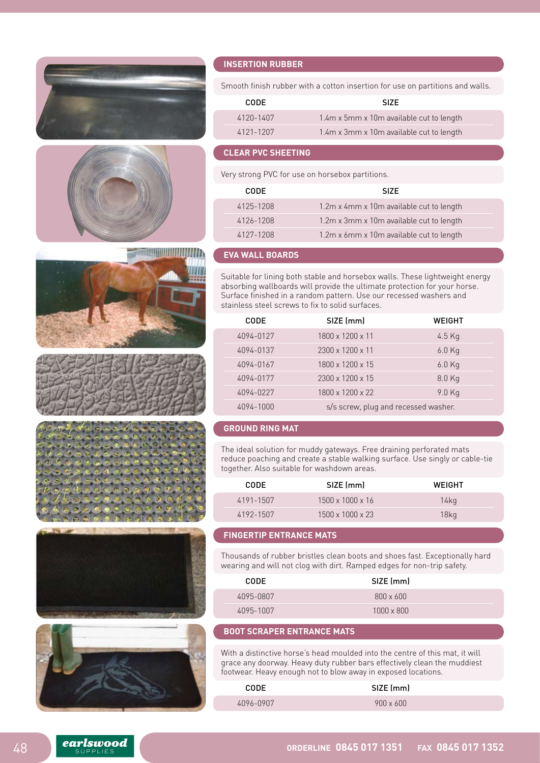## INSERTION RUBBER

Smooth finish rubber with a cotton insertion for use on partitions and walls.

| CODE | SIZE |
|---|---|
| 4120-1407 | 1.4m x 5mm x 10m available cut to length |
| 4121-1207 | 1.4m x 3mm x 10m available cut to length |

## CLEAR PVC SHEETING

Very strong PVC for use on horsebox partitions.

| CODE | SIZE |
|---|---|
| 4125-1208 | 1.2m x 4mm x 10m available cut to length |
| 4126-1208 | 1.2m x 3mm x 10m available cut to length |
| 4127-1208 | 1.2m x 6mm x 10m available cut to length |

## EVA WALL BOARDS

Suitable for lining both stable and horsebox walls. These lightweight energy absorbing wallboards will provide the ultimate protection for your horse. Surface finished in a random pattern. Use our recessed washers and stainless steel screws to fix to solid surfaces.

| CODE | SIZE (mm) | WEIGHT |
|---|---|---|
| 4094-0127 | 1800 x 1200 x 11 | 4.5 Kg |
| 4094-0137 | 2300 x 1200 x 11 | 6.0 Kg |
| 4094-0167 | 1800 x 1200 x 15 | 6.0 Kg |
| 4094-0177 | 2300 x 1200 x 15 | 8.0 Kg |
| 4094-0227 | 1800 x 1200 x 22 | 9.0 Kg |
| 4094-1000 | s/s screw, plug and recessed washer. | |

## GROUND RING MAT

The ideal solution for muddy gateways. Free draining perforated mats reduce poaching and create a stable walking surface. Use singly or cable-tie together. Also suitable for washdown areas.

| CODE | SIZE (mm) | WEIGHT |
|---|---|---|
| 4191-1507 | 1500 x 1000 x 16 | 14kg |
| 4192-1507 | 1500 x 1000 x 23 | 18kg |

## FINGERTIP ENTRANCE MATS

Thousands of rubber bristles clean boots and shoes fast. Exceptionally hard wearing and will not clog with dirt. Ramped edges for non-trip safety.

| CODE | SIZE (mm) |
|---|---|
| 4095-0807 | 800 x 600 |
| 4095-1007 | 1000 x 800 |

## BOOT SCRAPER ENTRANCE MATS

With a distinctive horse's head moulded into the centre of this mat, it will grace any doorway. Heavy duty rubber bars effectively clean the muddiest footwear. Heavy enough not to blow away in exposed locations.

| CODE | SIZE (mm) |
|---|---|
| 4096-0907 | 900 x 600 |

earlswood SUPPLIES

**ORDERLINE 0845 017 1351** **FAX 0845 017 1352**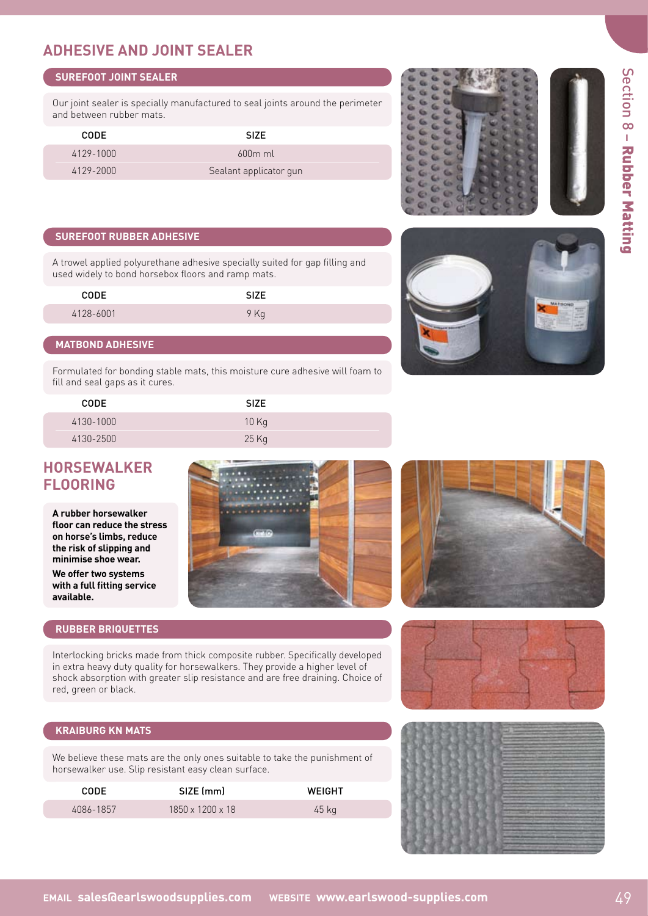# ADHESIVE AND JOINT SEALER

## SUREFOOT JOINT SEALER

Our joint sealer is specially manufactured to seal joints around the perimeter and between rubber mats.

| CODE | SIZE |
|---|---|
| 4129-1000 | 600m ml |
| 4129-2000 | Sealant applicator gun |

## SUREFOOT RUBBER ADHESIVE

A trowel applied polyurethane adhesive specially suited for gap filling and used widely to bond horsebox floors and ramp mats.

| CODE | SIZE |
|---|---|
| 4128-6001 | 9 Kg |

## MATBOND ADHESIVE

Formulated for bonding stable mats, this moisture cure adhesive will foam to fill and seal gaps as it cures.

| CODE | SIZE |
|---|---|
| 4130-1000 | 10 Kg |
| 4130-2500 | 25 Kg |

# HORSEWALKER FLOORING

**A rubber horsewalker floor can reduce the stress on horse's limbs, reduce the risk of slipping and minimise shoe wear.**

**We offer two systems with a full fitting service available.**

## RUBBER BRIQUETTES

Interlocking bricks made from thick composite rubber. Specifically developed in extra heavy duty quality for horsewalkers. They provide a higher level of shock absorption with greater slip resistance and are free draining. Choice of red, green or black.

## KRAIBURG KN MATS

We believe these mats are the only ones suitable to take the punishment of horsewalker use. Slip resistant easy clean surface.

| CODE | SIZE (mm) | WEIGHT |
|---|---|---|
| 4086-1857 | 1850 x 1200 x 18 | 45 kg |

**EMAIL** **sales@earlswoodsupplies.com** **WEBSITE** **www.earlswood-supplies.com**